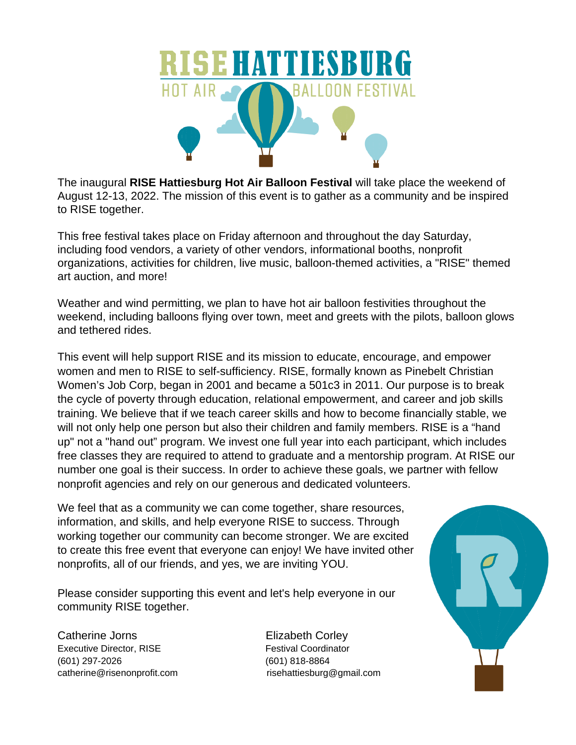# RISE HATTIESBURG

## HOT AIR BALLOON FESTIVAL

The inaugural **RISE Hattiesburg Hot Air Balloon Festival** will take place the weekend of August 12-13, 2022. The mission of this event is to gather as a community and be inspired to RISE together.

This free festival takes place on Friday afternoon and throughout the day Saturday, including food vendors, a variety of other vendors, informational booths, nonprofit organizations, activities for children, live music, balloon-themed activities, a "RISE" themed art auction, and more!

Weather and wind permitting, we plan to have hot air balloon festivities throughout the weekend, including balloons flying over town, meet and greets with the pilots, balloon glows and tethered rides.

This event will help support RISE and its mission to educate, encourage, and empower women and men to RISE to self-sufficiency. RISE, formally known as Pinebelt Christian Women's Job Corp, began in 2001 and became a 501c3 in 2011. Our purpose is to break the cycle of poverty through education, relational empowerment, and career and job skills training. We believe that if we teach career skills and how to become financially stable, we will not only help one person but also their children and family members. RISE is a "hand up" not a "hand out" program. We invest one full year into each participant, which includes free classes they are required to attend to graduate and a mentorship program. At RISE our number one goal is their success. In order to achieve these goals, we partner with fellow nonprofit agencies and rely on our generous and dedicated volunteers.

We feel that as a community we can come together, share resources, information, and skills, and help everyone RISE to success. Through working together our community can become stronger. We are excited to create this free event that everyone can enjoy! We have invited other nonprofits, all of our friends, and yes, we are inviting YOU.

Please consider supporting this event and let's help everyone in our community RISE together.

Catherine Jorns
Executive Director, RISE
(601) 297-2026
catherine@risenonprofit.com

Elizabeth Corley
Festival Coordinator
(601) 818-8864
risehattiesburg@gmail.com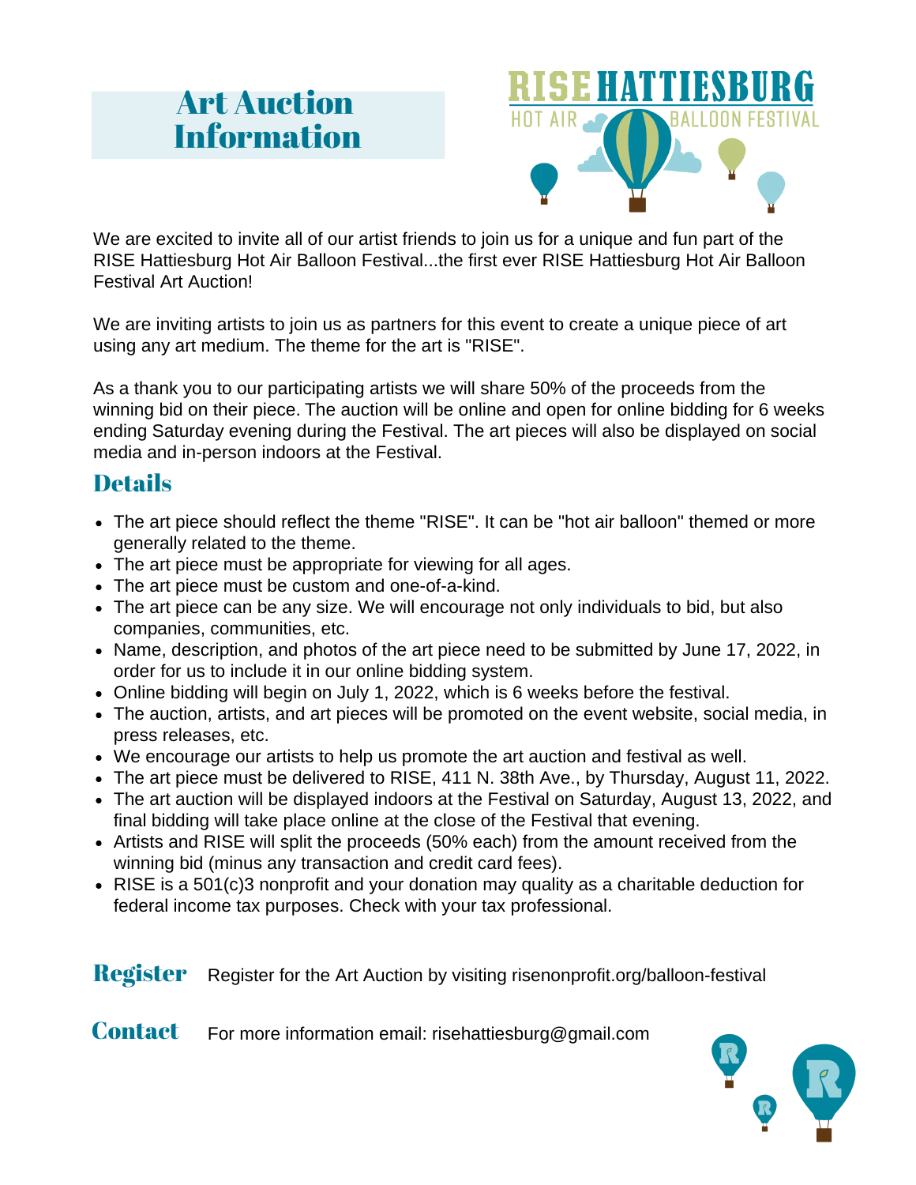# Art Auction Information

RISE HATTIESBURG HOT AIR BALLOON FESTIVAL

We are excited to invite all of our artist friends to join us for a unique and fun part of the RISE Hattiesburg Hot Air Balloon Festival...the first ever RISE Hattiesburg Hot Air Balloon Festival Art Auction!

We are inviting artists to join us as partners for this event to create a unique piece of art using any art medium. The theme for the art is "RISE".

As a thank you to our participating artists we will share 50% of the proceeds from the winning bid on their piece. The auction will be online and open for online bidding for 6 weeks ending Saturday evening during the Festival. The art pieces will also be displayed on social media and in-person indoors at the Festival.

## Details

- The art piece should reflect the theme "RISE". It can be "hot air balloon" themed or more generally related to the theme.
- The art piece must be appropriate for viewing for all ages.
- The art piece must be custom and one-of-a-kind.
- The art piece can be any size. We will encourage not only individuals to bid, but also companies, communities, etc.
- Name, description, and photos of the art piece need to be submitted by June 17, 2022, in order for us to include it in our online bidding system.
- Online bidding will begin on July 1, 2022, which is 6 weeks before the festival.
- The auction, artists, and art pieces will be promoted on the event website, social media, in press releases, etc.
- We encourage our artists to help us promote the art auction and festival as well.
- The art piece must be delivered to RISE, 411 N. 38th Ave., by Thursday, August 11, 2022.
- The art auction will be displayed indoors at the Festival on Saturday, August 13, 2022, and final bidding will take place online at the close of the Festival that evening.
- Artists and RISE will split the proceeds (50% each) from the amount received from the winning bid (minus any transaction and credit card fees).
- RISE is a 501(c)3 nonprofit and your donation may quality as a charitable deduction for federal income tax purposes. Check with your tax professional.

## Register

Register for the Art Auction by visiting risenonprofit.org/balloon-festival

## Contact

For more information email: risehattiesburg@gmail.com